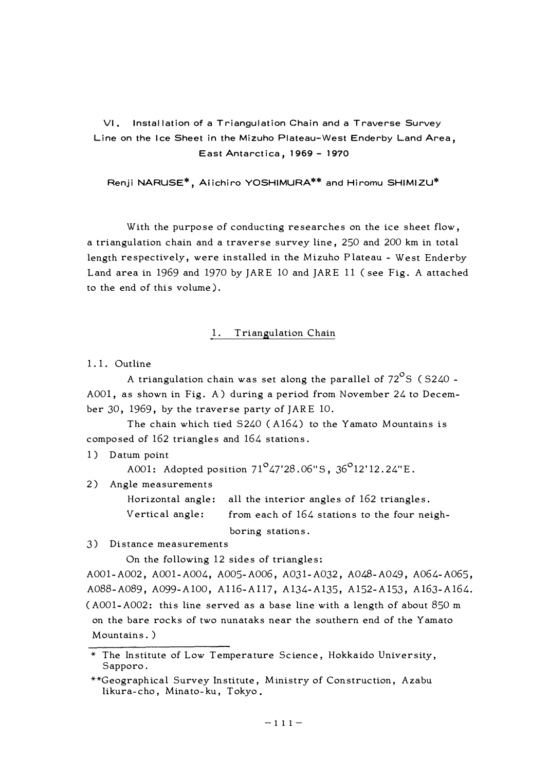# VI. Installation of a Triangulation Chain and a Traverse Survey Line on the Ice Sheet in the Mizuho Plateau-West Enderby Land Area, East Antarctica, 1969 - 1970

Renji NARUSE*, Aiichiro YOSHIMURA** and Hiromu SHIMIZU*

With the purpose of conducting researches on the ice sheet flow, a triangulation chain and a traverse survey line, 250 and 200 km in total length respectively, were installed in the Mizuho Plateau - West Enderby Land area in 1969 and 1970 by JARE 10 and JARE 11 (see Fig. A attached to the end of this volume).

## 1. Triangulation Chain

### 1.1. Outline

A triangulation chain was set along the parallel of 72°S (S240 - A001, as shown in Fig. A) during a period from November 24 to December 30, 1969, by the traverse party of JARE 10.

The chain which tied S240 (A164) to the Yamato Mountains is composed of 162 triangles and 164 stations.

1) Datum point

   A001: Adopted position 71°47'28.06"S, 36°12'12.24"E.

2) Angle measurements

   Horizontal angle: all the interior angles of 162 triangles.

   Vertical angle: from each of 164 stations to the four neighboring stations.

3) Distance measurements

   On the following 12 sides of triangles:

A001-A002, A001-A004, A005-A006, A031-A032, A048-A049, A064-A065, A088-A089, A099-A100, A116-A117, A134-A135, A152-A153, A163-A164.

(A001-A002: this line served as a base line with a length of about 850 m on the bare rocks of two nunataks near the southern end of the Yamato Mountains.)

---

\* The Institute of Low Temperature Science, Hokkaido University, Sapporo.

\*\*Geographical Survey Institute, Ministry of Construction, Azabu Iikura-cho, Minato-ku, Tokyo.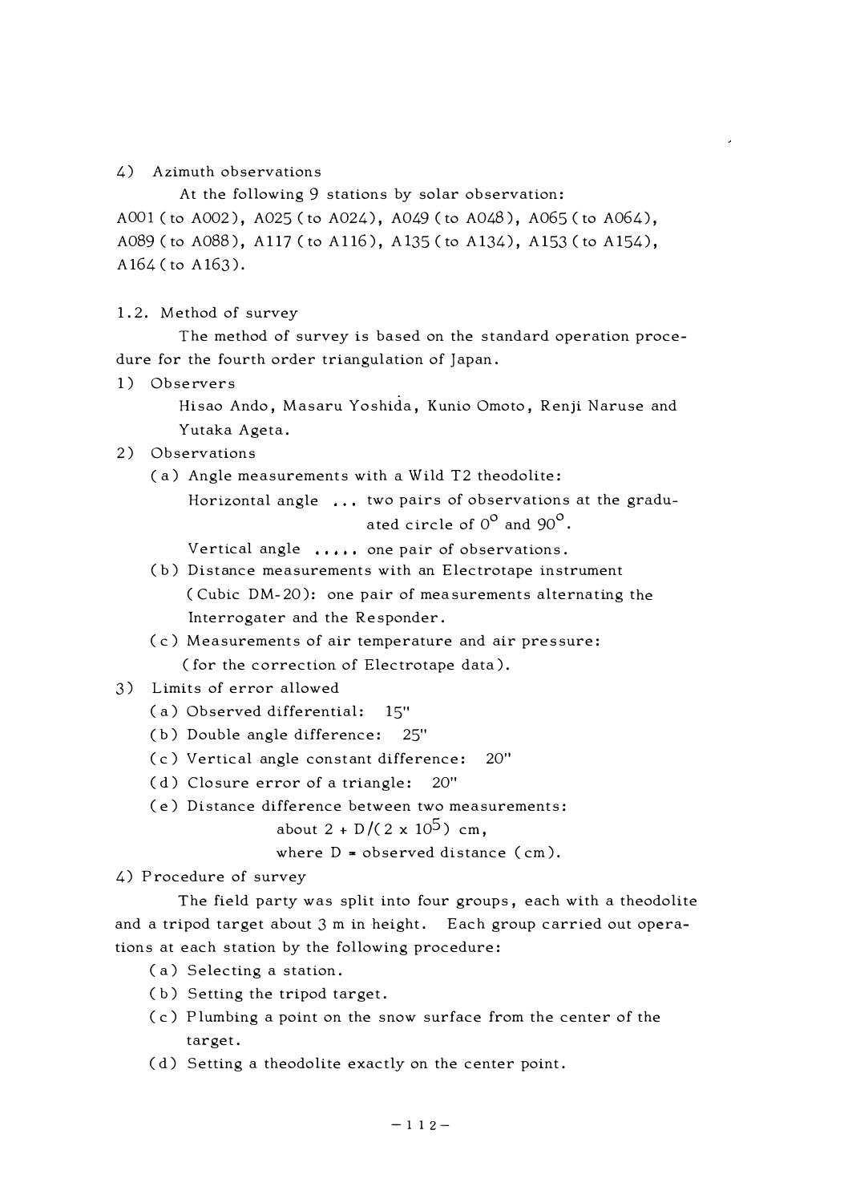4) Azimuth observations

At the following 9 stations by solar observation:
A001 (to A002), A025 (to A024), A049 (to A048), A065 (to A064), A089 (to A088), A117 (to A116), A135 (to A134), A153 (to A154), A164 (to A163).

## 1.2. Method of survey

The method of survey is based on the standard operation procedure for the fourth order triangulation of Japan.

1) Observers

Hisao Ando, Masaru Yoshida, Kunio Omoto, Renji Naruse and Yutaka Ageta.

2) Observations

(a) Angle measurements with a Wild T2 theodolite:

Horizontal angle ... two pairs of observations at the graduated circle of $0^{\circ}$ and $90^{\circ}$.

Vertical angle ..... one pair of observations.

(b) Distance measurements with an Electrotape instrument (Cubic DM-20): one pair of measurements alternating the Interrogater and the Responder.

(c) Measurements of air temperature and air pressure: (for the correction of Electrotape data).

3) Limits of error allowed

(a) Observed differential: 15"

(b) Double angle difference: 25"

(c) Vertical angle constant difference: 20"

(d) Closure error of a triangle: 20"

(e) Distance difference between two measurements:

about $2 + D/(2 \times 10^5)$ cm,

where D = observed distance (cm).

4) Procedure of survey

The field party was split into four groups, each with a theodolite and a tripod target about 3 m in height. Each group carried out operations at each station by the following procedure:

(a) Selecting a station.

(b) Setting the tripod target.

(c) Plumbing a point on the snow surface from the center of the target.

(d) Setting a theodolite exactly on the center point.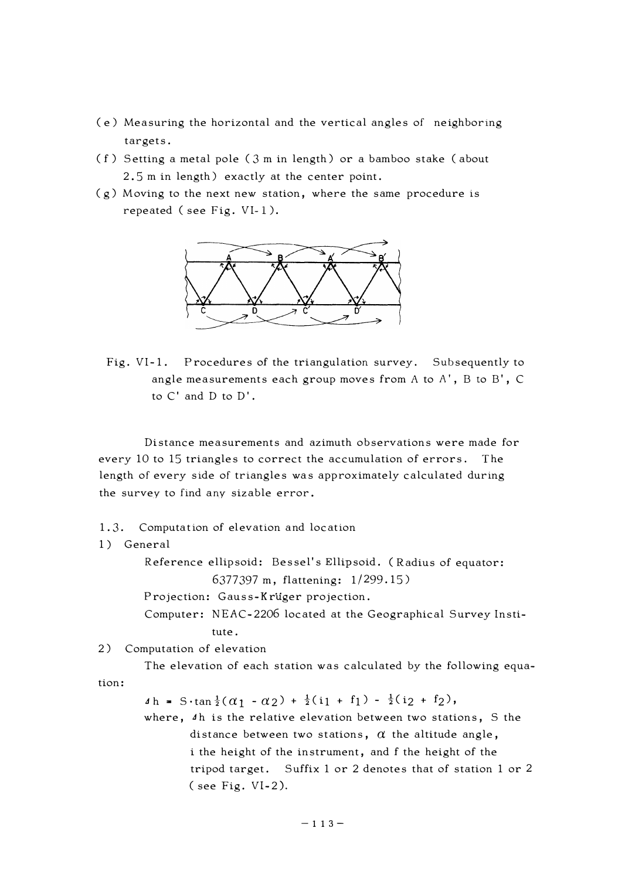(e) Measuring the horizontal and the vertical angles of neighboring targets.

(f) Setting a metal pole (3 m in length) or a bamboo stake (about 2.5 m in length) exactly at the center point.

(g) Moving to the next new station, where the same procedure is repeated (see Fig. VI-1).

Fig. VI-1. Procedures of the triangulation survey. Subsequently to angle measurements each group moves from A to A', B to B', C to C' and D to D'.

Distance measurements and azimuth observations were made for every 10 to 15 triangles to correct the accumulation of errors. The length of every side of triangles was approximately calculated during the survey to find any sizable error.

1.3. Computation of elevation and location

1) General

Reference ellipsoid: Bessel's Ellipsoid. (Radius of equator: 6377397 m, flattening: 1/299.15)

Projection: Gauss-Krüger projection.

Computer: NEAC-2206 located at the Geographical Survey Institute.

2) Computation of elevation

The elevation of each station was calculated by the following equation:

$$\Delta h = S \cdot \tan \tfrac{1}{2}(\alpha_1 - \alpha_2) + \tfrac{1}{2}(i_1 + f_1) - \tfrac{1}{2}(i_2 + f_2),$$

where, $\Delta h$ is the relative elevation between two stations, S the distance between two stations, $\alpha$ the altitude angle, i the height of the instrument, and f the height of the tripod target. Suffix 1 or 2 denotes that of station 1 or 2 (see Fig. VI-2).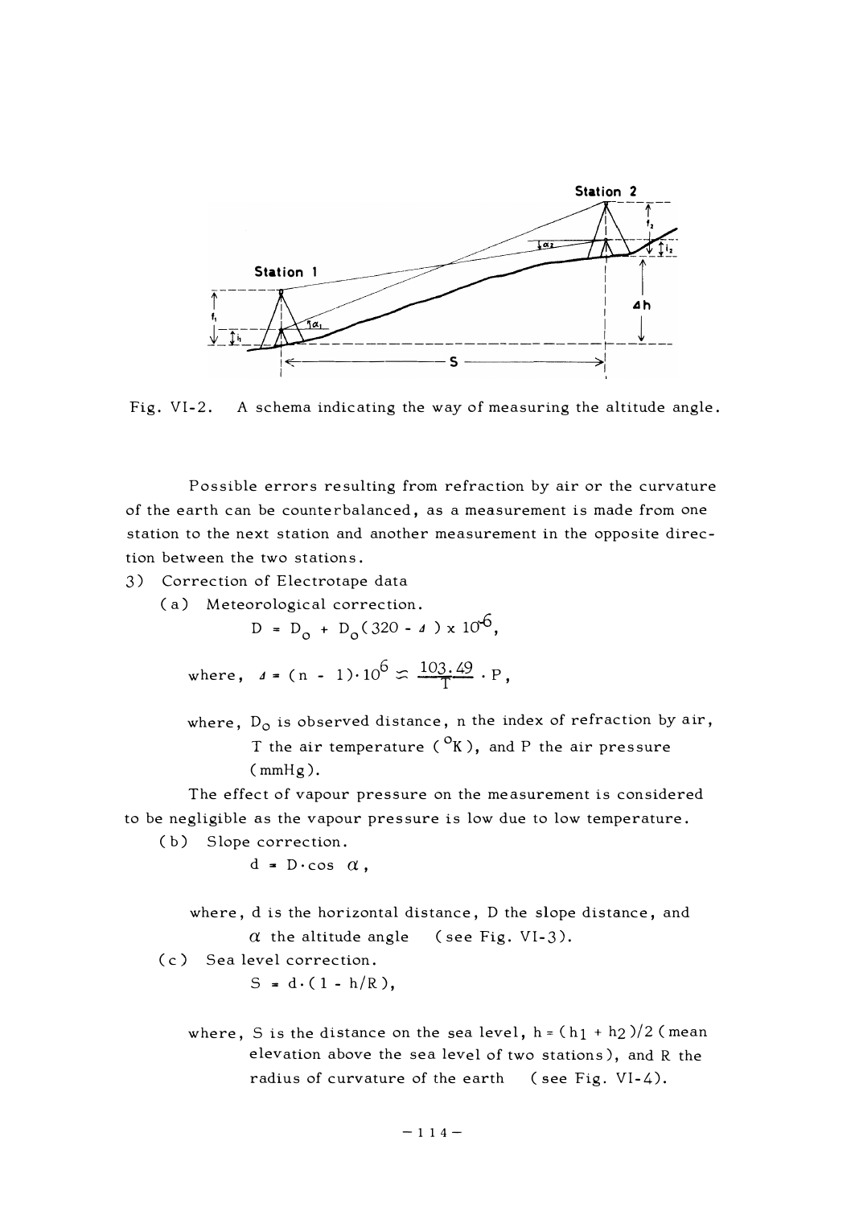Fig. VI-2. A schema indicating the way of measuring the altitude angle.

Possible errors resulting from refraction by air or the curvature of the earth can be counterbalanced, as a measurement is made from one station to the next station and another measurement in the opposite direction between the two stations.

3) Correction of Electrotape data

(a) Meteorological correction.

$$D = D_o + D_o(320 - \Delta) \times 10^{-6},$$

where, $\Delta = (n - 1)\cdot 10^6 \fallingdotseq \frac{103.49}{T} \cdot P,$

where, $D_o$ is observed distance, n the index of refraction by air, T the air temperature ($^oK$), and P the air pressure (mmHg).

The effect of vapour pressure on the measurement is considered to be negligible as the vapour pressure is low due to low temperature.

(b) Slope correction.

$$d = D\cdot\cos\ \alpha,$$

where, d is the horizontal distance, D the slope distance, and $\alpha$ the altitude angle (see Fig. VI-3).

(c) Sea level correction.

$$S = d\cdot(1 - h/R),$$

where, S is the distance on the sea level, $h = (h_1 + h_2)/2$ (mean elevation above the sea level of two stations), and R the radius of curvature of the earth (see Fig. VI-4).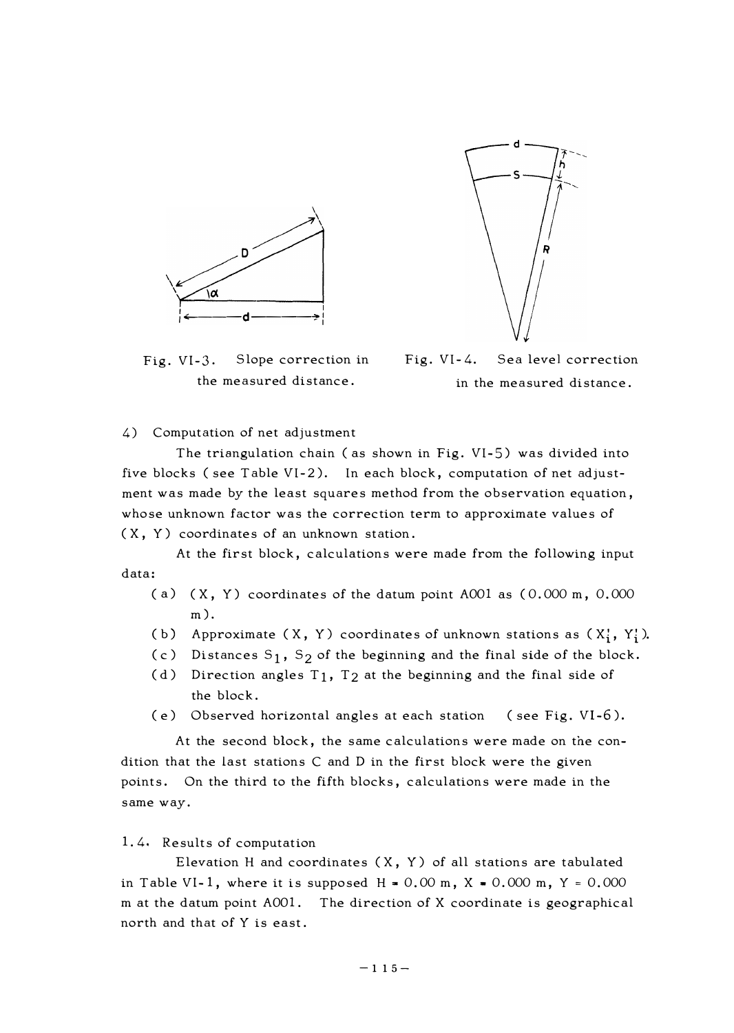Fig. VI-3. Slope correction in the measured distance.

Fig. VI-4. Sea level correction in the measured distance.

4) Computation of net adjustment

The triangulation chain ( as shown in Fig. VI-5) was divided into five blocks ( see Table VI-2). In each block, computation of net adjustment was made by the least squares method from the observation equation, whose unknown factor was the correction term to approximate values of ( X, Y) coordinates of an unknown station.

At the first block, calculations were made from the following input data:

- (a) ( X, Y) coordinates of the datum point A001 as (0.000 m, 0.000 m).
- (b) Approximate ( X, Y) coordinates of unknown stations as ( $X_i'$, $Y_i'$).
- (c) Distances $S_1$, $S_2$ of the beginning and the final side of the block.
- (d) Direction angles $T_1$, $T_2$ at the beginning and the final side of the block.
- (e) Observed horizontal angles at each station ( see Fig. VI-6).

At the second block, the same calculations were made on the condition that the last stations C and D in the first block were the given points. On the third to the fifth blocks, calculations were made in the same way.

1.4. Results of computation

Elevation H and coordinates ( X, Y) of all stations are tabulated in Table VI-1, where it is supposed H = 0.00 m, X = 0.000 m, Y = 0.000 m at the datum point A001. The direction of X coordinate is geographical north and that of Y is east.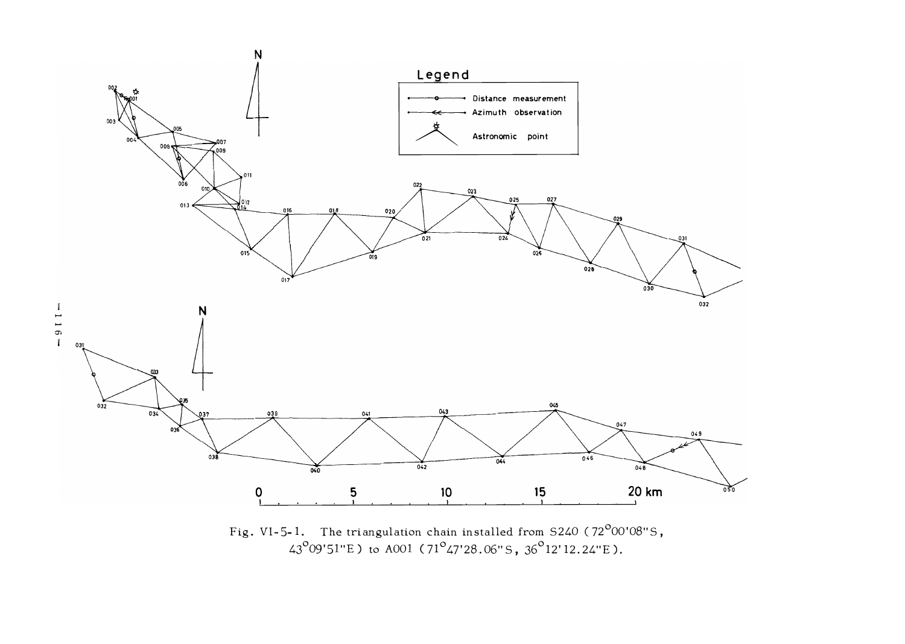Fig. VI-5-1. The triangulation chain installed from S240 (72°00'08"S, 43°09'51"E) to A001 (71°47'28.06"S, 36°12'12.24"E).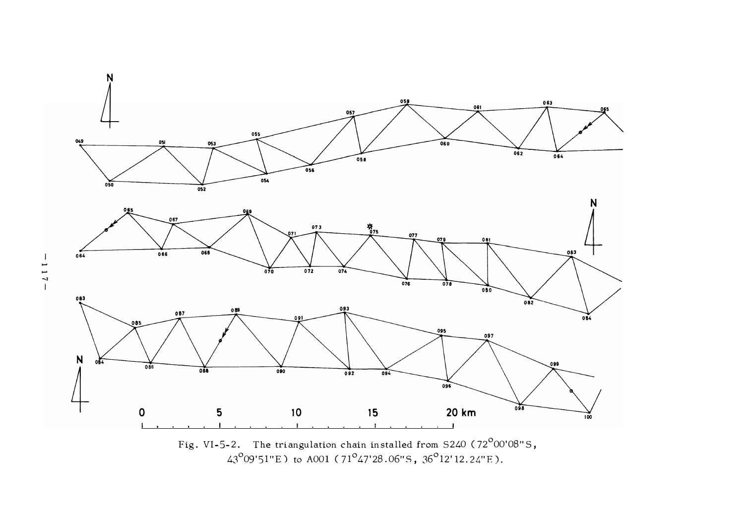Fig. VI-5-2. The triangulation chain installed from S240 (72°00'08"S, 43°09'51"E) to A001 (71°47'28.06"S, 36°12'12.24"E).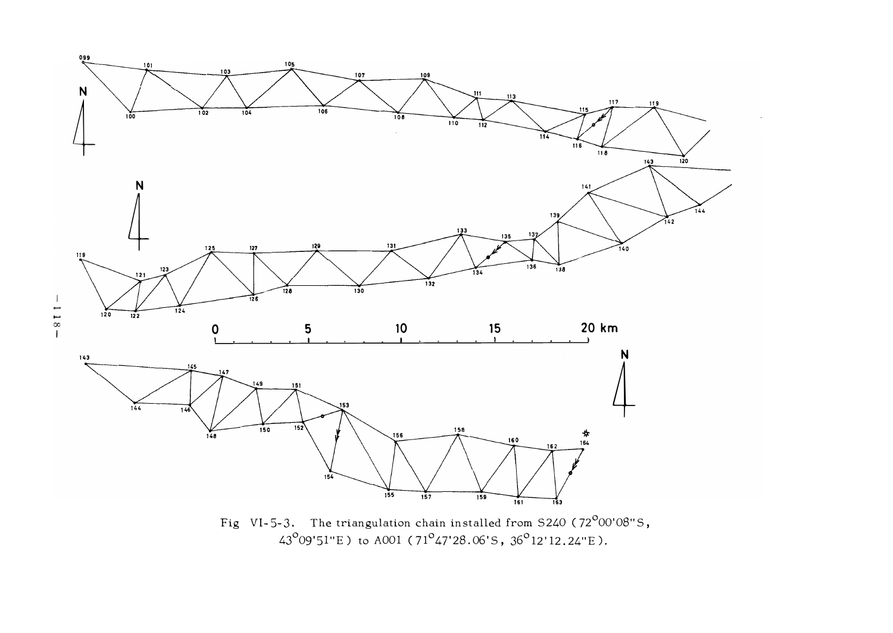Fig VI-5-3. The triangulation chain installed from S240 (72°00'08"S, 43°09'51"E) to A001 (71°47'28.06'S, 36°12'12.24"E).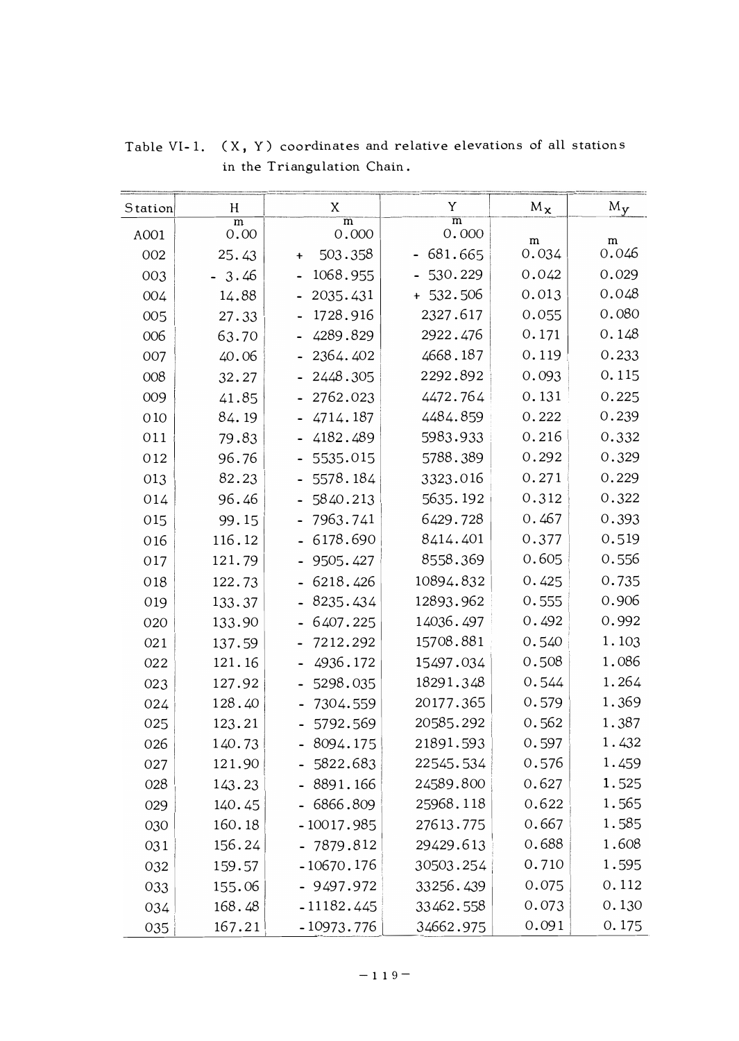Table VI-1. (X, Y) coordinates and relative elevations of all stations in the Triangulation Chain.

| Station | H | X | Y | $M_x$ | $M_y$ |
|---|---|---|---|---|---|
| | m | m | m | m | m |
| A001 | 0.00 | 0.000 | 0.000 | | |
| 002 | 25.43 | + 503.358 | - 681.665 | 0.034 | 0.046 |
| 003 | - 3.46 | - 1068.955 | - 530.229 | 0.042 | 0.029 |
| 004 | 14.88 | - 2035.431 | + 532.506 | 0.013 | 0.048 |
| 005 | 27.33 | - 1728.916 | 2327.617 | 0.055 | 0.080 |
| 006 | 63.70 | - 4289.829 | 2922.476 | 0.171 | 0.148 |
| 007 | 40.06 | - 2364.402 | 4668.187 | 0.119 | 0.233 |
| 008 | 32.27 | - 2448.305 | 2292.892 | 0.093 | 0.115 |
| 009 | 41.85 | - 2762.023 | 4472.764 | 0.131 | 0.225 |
| 010 | 84.19 | - 4714.187 | 4484.859 | 0.222 | 0.239 |
| 011 | 79.83 | - 4182.489 | 5983.933 | 0.216 | 0.332 |
| 012 | 96.76 | - 5535.015 | 5788.389 | 0.292 | 0.329 |
| 013 | 82.23 | - 5578.184 | 3323.016 | 0.271 | 0.229 |
| 014 | 96.46 | - 5840.213 | 5635.192 | 0.312 | 0.322 |
| 015 | 99.15 | - 7963.741 | 6429.728 | 0.467 | 0.393 |
| 016 | 116.12 | - 6178.690 | 8414.401 | 0.377 | 0.519 |
| 017 | 121.79 | - 9505.427 | 8558.369 | 0.605 | 0.556 |
| 018 | 122.73 | - 6218.426 | 10894.832 | 0.425 | 0.735 |
| 019 | 133.37 | - 8235.434 | 12893.962 | 0.555 | 0.906 |
| 020 | 133.90 | - 6407.225 | 14036.497 | 0.492 | 0.992 |
| 021 | 137.59 | - 7212.292 | 15708.881 | 0.540 | 1.103 |
| 022 | 121.16 | - 4936.172 | 15497.034 | 0.508 | 1.086 |
| 023 | 127.92 | - 5298.035 | 18291.348 | 0.544 | 1.264 |
| 024 | 128.40 | - 7304.559 | 20177.365 | 0.579 | 1.369 |
| 025 | 123.21 | - 5792.569 | 20585.292 | 0.562 | 1.387 |
| 026 | 140.73 | - 8094.175 | 21891.593 | 0.597 | 1.432 |
| 027 | 121.90 | - 5822.683 | 22545.534 | 0.576 | 1.459 |
| 028 | 143.23 | - 8891.166 | 24589.800 | 0.627 | 1.525 |
| 029 | 140.45 | - 6866.809 | 25968.118 | 0.622 | 1.565 |
| 030 | 160.18 | -10017.985 | 27613.775 | 0.667 | 1.585 |
| 031 | 156.24 | - 7879.812 | 29429.613 | 0.688 | 1.608 |
| 032 | 159.57 | -10670.176 | 30503.254 | 0.710 | 1.595 |
| 033 | 155.06 | - 9497.972 | 33256.439 | 0.075 | 0.112 |
| 034 | 168.48 | -11182.445 | 33462.558 | 0.073 | 0.130 |
| 035 | 167.21 | -10973.776 | 34662.975 | 0.091 | 0.175 |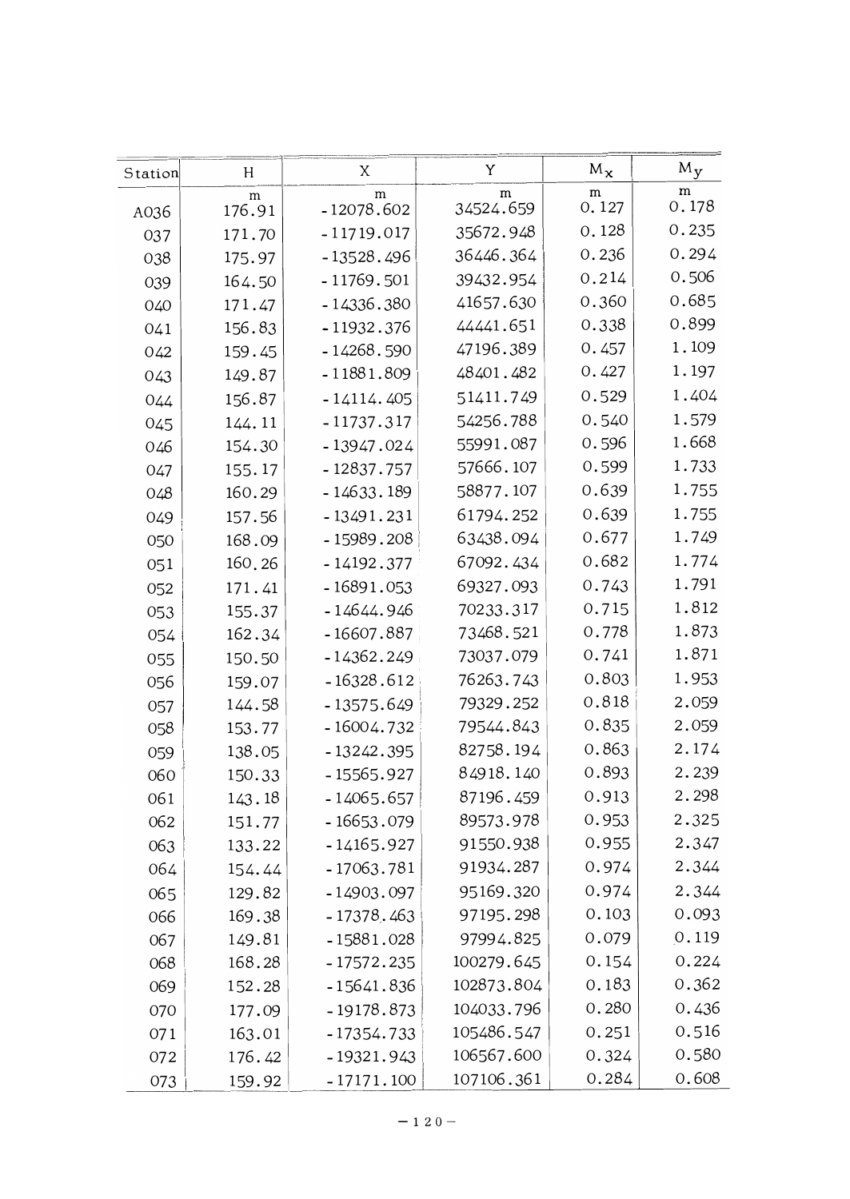| Station | H | X | Y | $M_x$ | $M_y$ |
|---|---|---|---|---|---|
| | m | m | m | m | m |
| A036 | 176.91 | -12078.602 | 34524.659 | 0.127 | 0.178 |
| 037 | 171.70 | -11719.017 | 35672.948 | 0.128 | 0.235 |
| 038 | 175.97 | -13528.496 | 36446.364 | 0.236 | 0.294 |
| 039 | 164.50 | -11769.501 | 39432.954 | 0.214 | 0.506 |
| 040 | 171.47 | -14336.380 | 41657.630 | 0.360 | 0.685 |
| 041 | 156.83 | -11932.376 | 44441.651 | 0.338 | 0.899 |
| 042 | 159.45 | -14268.590 | 47196.389 | 0.457 | 1.109 |
| 043 | 149.87 | -11881.809 | 48401.482 | 0.427 | 1.197 |
| 044 | 156.87 | -14114.405 | 51411.749 | 0.529 | 1.404 |
| 045 | 144.11 | -11737.317 | 54256.788 | 0.540 | 1.579 |
| 046 | 154.30 | -13947.024 | 55991.087 | 0.596 | 1.668 |
| 047 | 155.17 | -12837.757 | 57666.107 | 0.599 | 1.733 |
| 048 | 160.29 | -14633.189 | 58877.107 | 0.639 | 1.755 |
| 049 | 157.56 | -13491.231 | 61794.252 | 0.639 | 1.755 |
| 050 | 168.09 | -15989.208 | 63438.094 | 0.677 | 1.749 |
| 051 | 160.26 | -14192.377 | 67092.434 | 0.682 | 1.774 |
| 052 | 171.41 | -16891.053 | 69327.093 | 0.743 | 1.791 |
| 053 | 155.37 | -14644.946 | 70233.317 | 0.715 | 1.812 |
| 054 | 162.34 | -16607.887 | 73468.521 | 0.778 | 1.873 |
| 055 | 150.50 | -14362.249 | 73037.079 | 0.741 | 1.871 |
| 056 | 159.07 | -16328.612 | 76263.743 | 0.803 | 1.953 |
| 057 | 144.58 | -13575.649 | 79329.252 | 0.818 | 2.059 |
| 058 | 153.77 | -16004.732 | 79544.843 | 0.835 | 2.059 |
| 059 | 138.05 | -13242.395 | 82758.194 | 0.863 | 2.174 |
| 060 | 150.33 | -15565.927 | 84918.140 | 0.893 | 2.239 |
| 061 | 143.18 | -14065.657 | 87196.459 | 0.913 | 2.298 |
| 062 | 151.77 | -16653.079 | 89573.978 | 0.953 | 2.325 |
| 063 | 133.22 | -14165.927 | 91550.938 | 0.955 | 2.347 |
| 064 | 154.44 | -17063.781 | 91934.287 | 0.974 | 2.344 |
| 065 | 129.82 | -14903.097 | 95169.320 | 0.974 | 2.344 |
| 066 | 169.38 | -17378.463 | 97195.298 | 0.103 | 0.093 |
| 067 | 149.81 | -15881.028 | 97994.825 | 0.079 | 0.119 |
| 068 | 168.28 | -17572.235 | 100279.645 | 0.154 | 0.224 |
| 069 | 152.28 | -15641.836 | 102873.804 | 0.183 | 0.362 |
| 070 | 177.09 | -19178.873 | 104033.796 | 0.280 | 0.436 |
| 071 | 163.01 | -17354.733 | 105486.547 | 0.251 | 0.516 |
| 072 | 176.42 | -19321.943 | 106567.600 | 0.324 | 0.580 |
| 073 | 159.92 | -17171.100 | 107106.361 | 0.284 | 0.608 |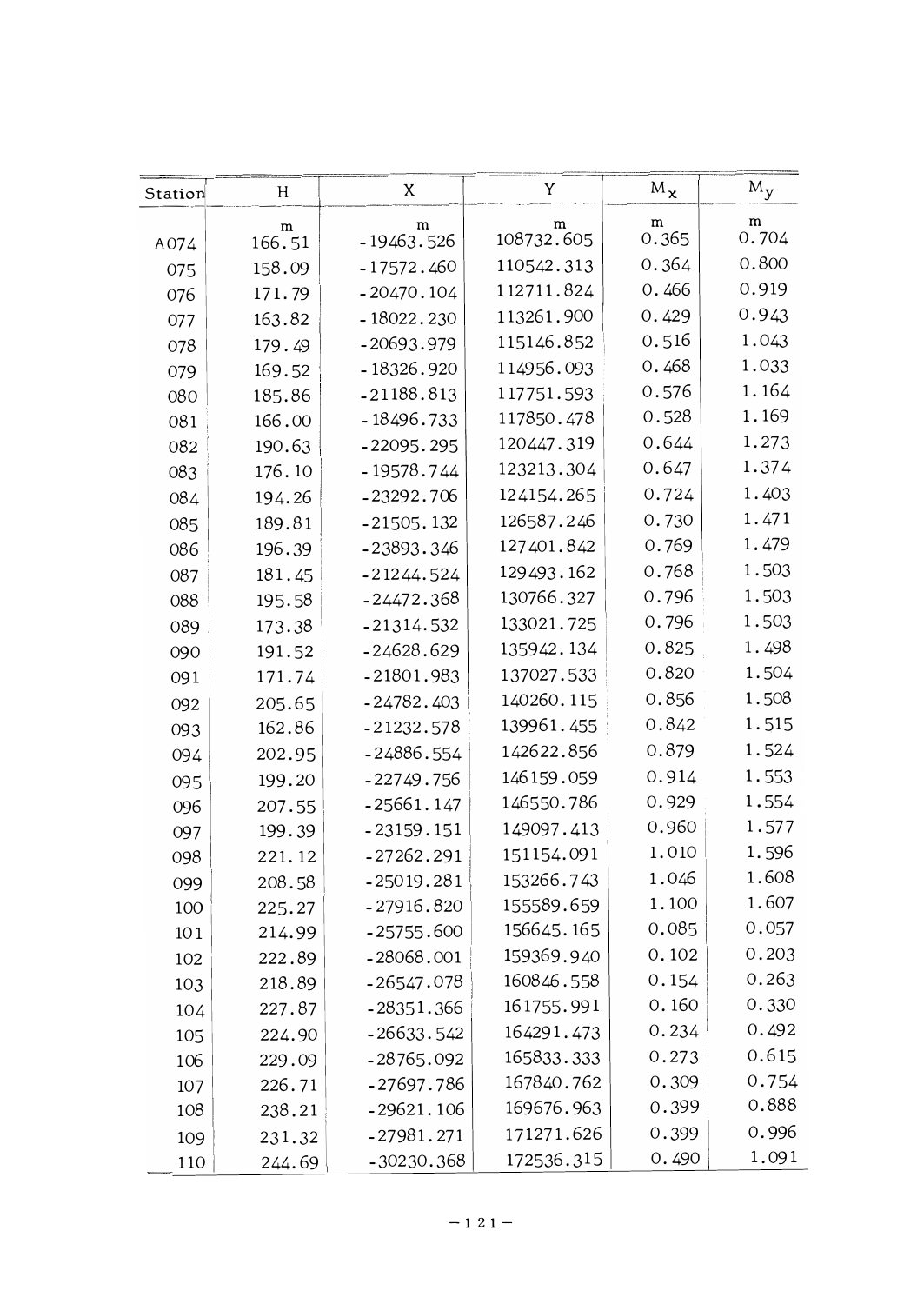| Station | H | X | Y | $M_x$ | $M_y$ |
|---|---|---|---|---|---|
| | m | m | m | m | m |
| A074 | 166.51 | -19463.526 | 108732.605 | 0.365 | 0.704 |
| 075 | 158.09 | -17572.460 | 110542.313 | 0.364 | 0.800 |
| 076 | 171.79 | -20470.104 | 112711.824 | 0.466 | 0.919 |
| 077 | 163.82 | -18022.230 | 113261.900 | 0.429 | 0.943 |
| 078 | 179.49 | -20693.979 | 115146.852 | 0.516 | 1.043 |
| 079 | 169.52 | -18326.920 | 114956.093 | 0.468 | 1.033 |
| 080 | 185.86 | -21188.813 | 117751.593 | 0.576 | 1.164 |
| 081 | 166.00 | -18496.733 | 117850.478 | 0.528 | 1.169 |
| 082 | 190.63 | -22095.295 | 120447.319 | 0.644 | 1.273 |
| 083 | 176.10 | -19578.744 | 123213.304 | 0.647 | 1.374 |
| 084 | 194.26 | -23292.706 | 124154.265 | 0.724 | 1.403 |
| 085 | 189.81 | -21505.132 | 126587.246 | 0.730 | 1.471 |
| 086 | 196.39 | -23893.346 | 127401.842 | 0.769 | 1.479 |
| 087 | 181.45 | -21244.524 | 129493.162 | 0.768 | 1.503 |
| 088 | 195.58 | -24472.368 | 130766.327 | 0.796 | 1.503 |
| 089 | 173.38 | -21314.532 | 133021.725 | 0.796 | 1.503 |
| 090 | 191.52 | -24628.629 | 135942.134 | 0.825 | 1.498 |
| 091 | 171.74 | -21801.983 | 137027.533 | 0.820 | 1.504 |
| 092 | 205.65 | -24782.403 | 140260.115 | 0.856 | 1.508 |
| 093 | 162.86 | -21232.578 | 139961.455 | 0.842 | 1.515 |
| 094 | 202.95 | -24886.554 | 142622.856 | 0.879 | 1.524 |
| 095 | 199.20 | -22749.756 | 146159.059 | 0.914 | 1.553 |
| 096 | 207.55 | -25661.147 | 146550.786 | 0.929 | 1.554 |
| 097 | 199.39 | -23159.151 | 149097.413 | 0.960 | 1.577 |
| 098 | 221.12 | -27262.291 | 151154.091 | 1.010 | 1.596 |
| 099 | 208.58 | -25019.281 | 153266.743 | 1.046 | 1.608 |
| 100 | 225.27 | -27916.820 | 155589.659 | 1.100 | 1.607 |
| 101 | 214.99 | -25755.600 | 156645.165 | 0.085 | 0.057 |
| 102 | 222.89 | -28068.001 | 159369.940 | 0.102 | 0.203 |
| 103 | 218.89 | -26547.078 | 160846.558 | 0.154 | 0.263 |
| 104 | 227.87 | -28351.366 | 161755.991 | 0.160 | 0.330 |
| 105 | 224.90 | -26633.542 | 164291.473 | 0.234 | 0.492 |
| 106 | 229.09 | -28765.092 | 165833.333 | 0.273 | 0.615 |
| 107 | 226.71 | -27697.786 | 167840.762 | 0.309 | 0.754 |
| 108 | 238.21 | -29621.106 | 169676.963 | 0.399 | 0.888 |
| 109 | 231.32 | -27981.271 | 171271.626 | 0.399 | 0.996 |
| 110 | 244.69 | -30230.368 | 172536.315 | 0.490 | 1.091 |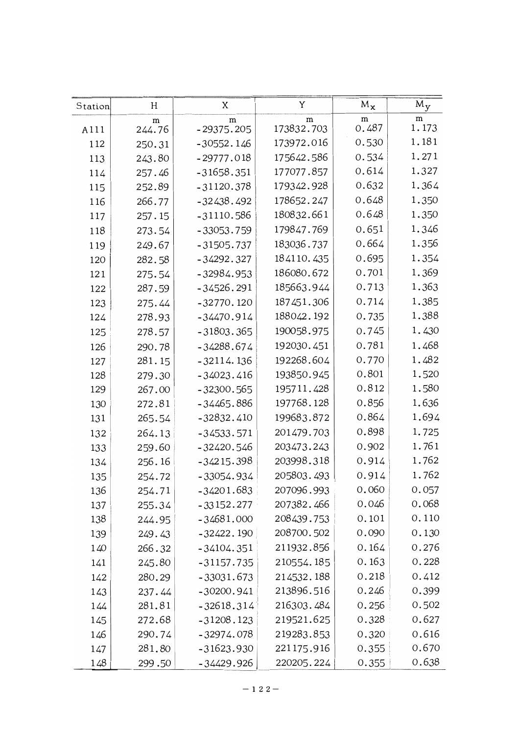| Station | H | X | Y | $M_x$ | $M_y$ |
|---|---|---|---|---|---|
| | m | m | m | m | m |
| A111 | 244.76 | -29375.205 | 173832.703 | 0.487 | 1.173 |
| 112 | 250.31 | -30552.146 | 173972.016 | 0.530 | 1.181 |
| 113 | 243.80 | -29777.018 | 175642.586 | 0.534 | 1.271 |
| 114 | 257.46 | -31658.351 | 177077.857 | 0.614 | 1.327 |
| 115 | 252.89 | -31120.378 | 179342.928 | 0.632 | 1.364 |
| 116 | 266.77 | -32438.492 | 178652.247 | 0.648 | 1.350 |
| 117 | 257.15 | -31110.586 | 180832.661 | 0.648 | 1.350 |
| 118 | 273.54 | -33053.759 | 179847.769 | 0.651 | 1.346 |
| 119 | 249.67 | -31505.737 | 183036.737 | 0.664 | 1.356 |
| 120 | 282.58 | -34292.327 | 184110.435 | 0.695 | 1.354 |
| 121 | 275.54 | -32984.953 | 186080.672 | 0.701 | 1.369 |
| 122 | 287.59 | -34526.291 | 185663.944 | 0.713 | 1.363 |
| 123 | 275.44 | -32770.120 | 187451.306 | 0.714 | 1.385 |
| 124 | 278.93 | -34470.914 | 188042.192 | 0.735 | 1.388 |
| 125 | 278.57 | -31803.365 | 190058.975 | 0.745 | 1.430 |
| 126 | 290.78 | -34288.674 | 192030.451 | 0.781 | 1.468 |
| 127 | 281.15 | -32114.136 | 192268.604 | 0.770 | 1.482 |
| 128 | 279.30 | -34023.416 | 193850.945 | 0.801 | 1.520 |
| 129 | 267.00 | -32300.565 | 195711.428 | 0.812 | 1.580 |
| 130 | 272.81 | -34465.886 | 197768.128 | 0.856 | 1.636 |
| 131 | 265.54 | -32832.410 | 199683.872 | 0.864 | 1.694 |
| 132 | 264.13 | -34533.571 | 201479.703 | 0.898 | 1.725 |
| 133 | 259.60 | -32420.546 | 203473.243 | 0.902 | 1.761 |
| 134 | 256.16 | -34215.398 | 203998.318 | 0.914 | 1.762 |
| 135 | 254.72 | -33054.934 | 205803.493 | 0.914 | 1.762 |
| 136 | 254.71 | -34201.683 | 207096.993 | 0.060 | 0.057 |
| 137 | 255.34 | -33152.277 | 207382.466 | 0.046 | 0.068 |
| 138 | 244.95 | -34681.000 | 208439.753 | 0.101 | 0.110 |
| 139 | 249.43 | -32422.190 | 208700.502 | 0.090 | 0.130 |
| 140 | 266.32 | -34104.351 | 211932.856 | 0.164 | 0.276 |
| 141 | 245.80 | -31157.735 | 210554.185 | 0.163 | 0.228 |
| 142 | 280.29 | -33031.673 | 214532.188 | 0.218 | 0.412 |
| 143 | 237.44 | -30200.941 | 213896.516 | 0.246 | 0.399 |
| 144 | 281.81 | -32618.314 | 216303.484 | 0.256 | 0.502 |
| 145 | 272.68 | -31208.123 | 219521.625 | 0.328 | 0.627 |
| 146 | 290.74 | -32974.078 | 219283.853 | 0.320 | 0.616 |
| 147 | 281.80 | -31623.930 | 221175.916 | 0.355 | 0.670 |
| 148 | 299.50 | -34429.926 | 220205.224 | 0.355 | 0.638 |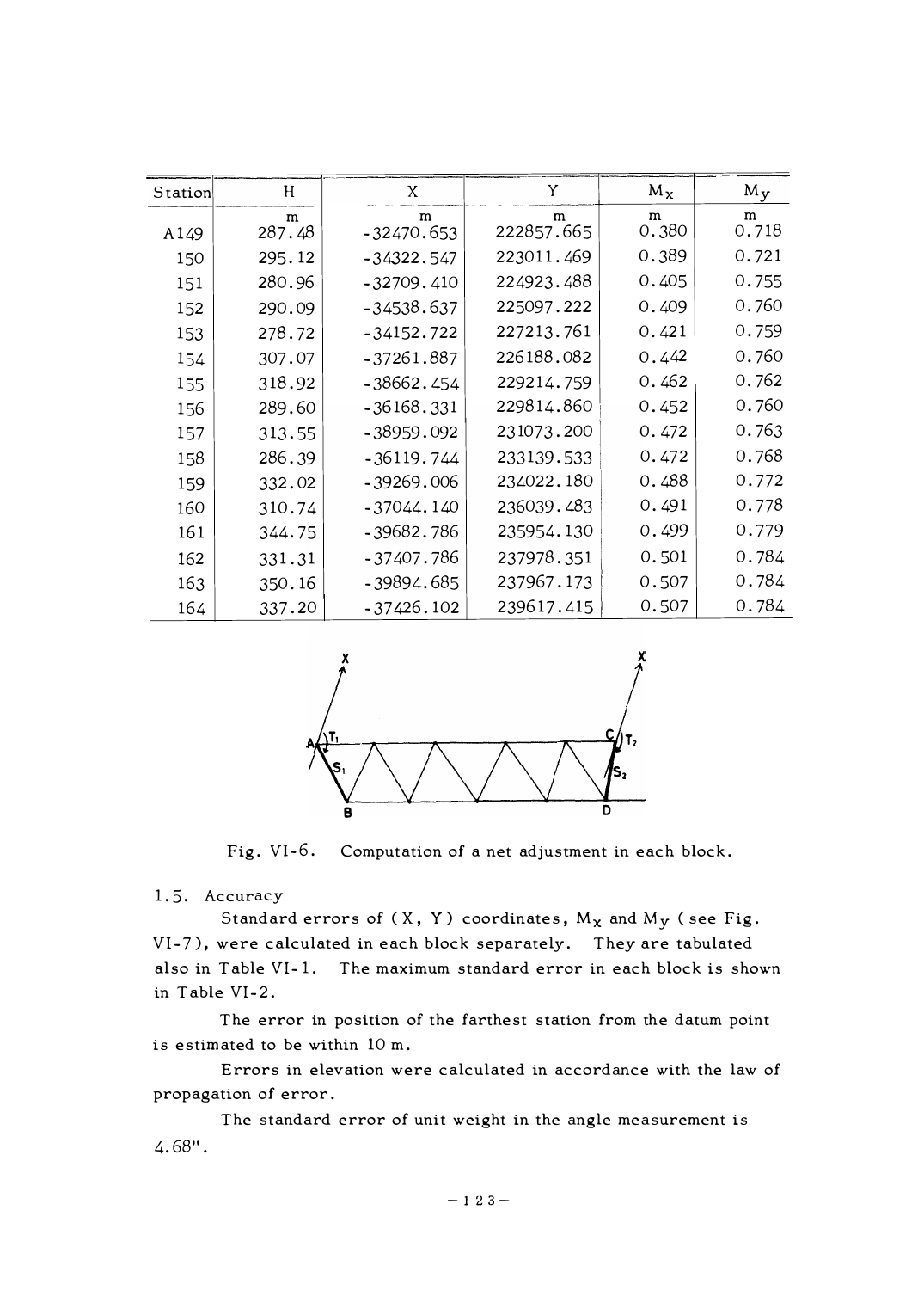| Station | H | X | Y | $M_x$ | $M_y$ |
|---|---|---|---|---|---|
| | m | m | m | m | m |
| A149 | 287.48 | -32470.653 | 222857.665 | 0.380 | 0.718 |
| 150 | 295.12 | -34322.547 | 223011.469 | 0.389 | 0.721 |
| 151 | 280.96 | -32709.410 | 224923.488 | 0.405 | 0.755 |
| 152 | 290.09 | -34538.637 | 225097.222 | 0.409 | 0.760 |
| 153 | 278.72 | -34152.722 | 227213.761 | 0.421 | 0.759 |
| 154 | 307.07 | -37261.887 | 226188.082 | 0.442 | 0.760 |
| 155 | 318.92 | -38662.454 | 229214.759 | 0.462 | 0.762 |
| 156 | 289.60 | -36168.331 | 229814.860 | 0.452 | 0.760 |
| 157 | 313.55 | -38959.092 | 231073.200 | 0.472 | 0.763 |
| 158 | 286.39 | -36119.744 | 233139.533 | 0.472 | 0.768 |
| 159 | 332.02 | -39269.006 | 234022.180 | 0.488 | 0.772 |
| 160 | 310.74 | -37044.140 | 236039.483 | 0.491 | 0.778 |
| 161 | 344.75 | -39682.786 | 235954.130 | 0.499 | 0.779 |
| 162 | 331.31 | -37407.786 | 237978.351 | 0.501 | 0.784 |
| 163 | 350.16 | -39894.685 | 237967.173 | 0.507 | 0.784 |
| 164 | 337.20 | -37426.102 | 239617.415 | 0.507 | 0.784 |

Fig. VI-6. Computation of a net adjustment in each block.

## 1.5. Accuracy

Standard errors of (X, Y) coordinates, $M_x$ and $M_y$ (see Fig. VI-7), were calculated in each block separately. They are tabulated also in Table VI-1. The maximum standard error in each block is shown in Table VI-2.

The error in position of the farthest station from the datum point is estimated to be within 10 m.

Errors in elevation were calculated in accordance with the law of propagation of error.

The standard error of unit weight in the angle measurement is 4.68".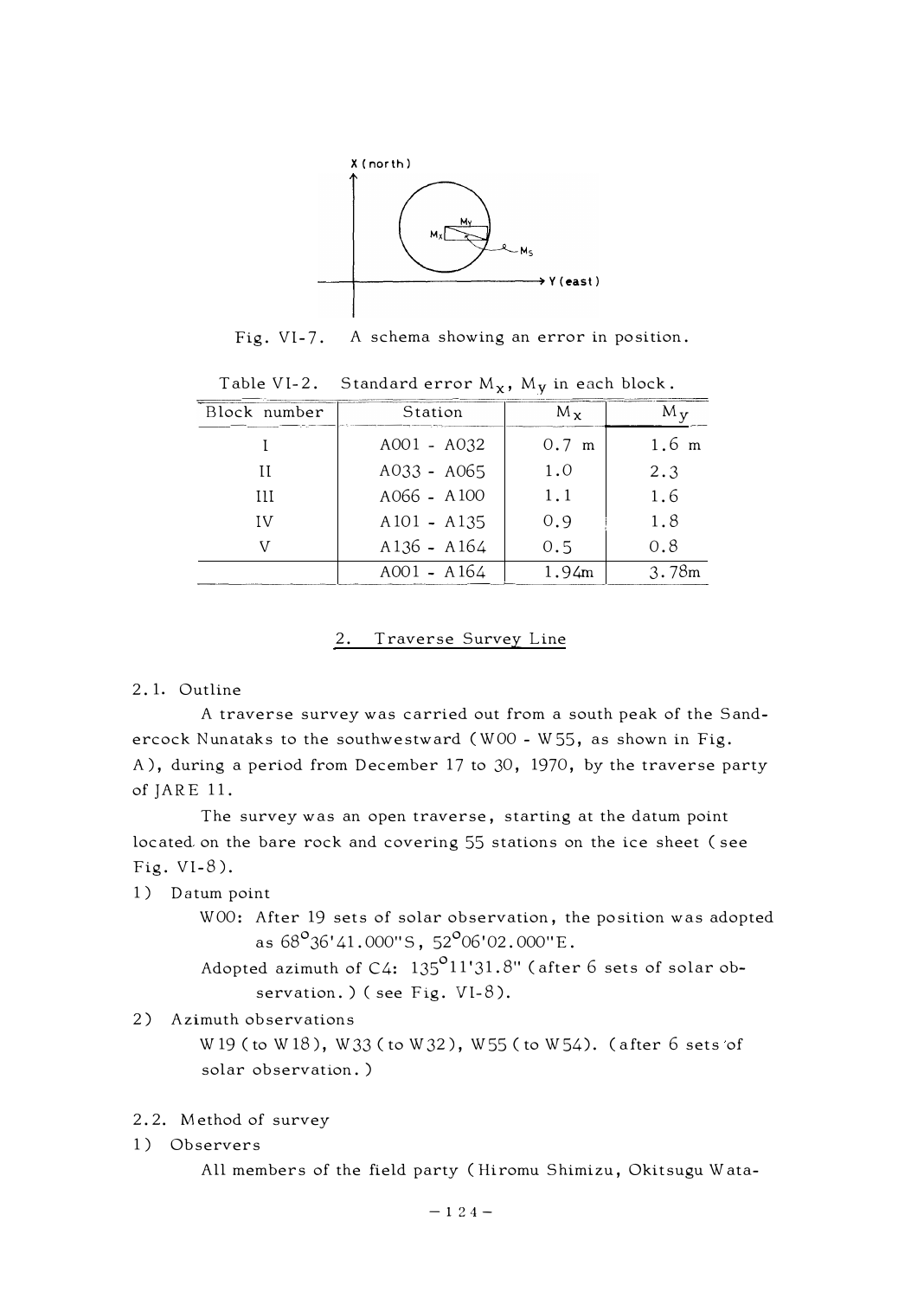Fig. VI-7. A schema showing an error in position.

Table VI-2. Standard error $M_x$, $M_y$ in each block.

| Block number | Station | $M_x$ | $M_y$ |
|---|---|---|---|
| I | A001 - A032 | 0.7 m | 1.6 m |
| II | A033 - A065 | 1.0 | 2.3 |
| III | A066 - A100 | 1.1 | 1.6 |
| IV | A101 - A135 | 0.9 | 1.8 |
| V | A136 - A164 | 0.5 | 0.8 |
| | A001 - A164 | 1.94m | 3.78m |

## 2. Traverse Survey Line

### 2.1. Outline

A traverse survey was carried out from a south peak of the Sandercock Nunataks to the southwestward (W00 - W55, as shown in Fig. A), during a period from December 17 to 30, 1970, by the traverse party of JARE 11.

The survey was an open traverse, starting at the datum point located on the bare rock and covering 55 stations on the ice sheet (see Fig. VI-8).

1) Datum point

W00: After 19 sets of solar observation, the position was adopted as 68°36'41.000"S, 52°06'02.000"E.

Adopted azimuth of C4: 135°11'31.8" (after 6 sets of solar observation.) (see Fig. VI-8).

2) Azimuth observations

W19 (to W18), W33 (to W32), W55 (to W54). (after 6 sets of solar observation.)

### 2.2. Method of survey

1) Observers

All members of the field party (Hiromu Shimizu, Okitsugu Wata-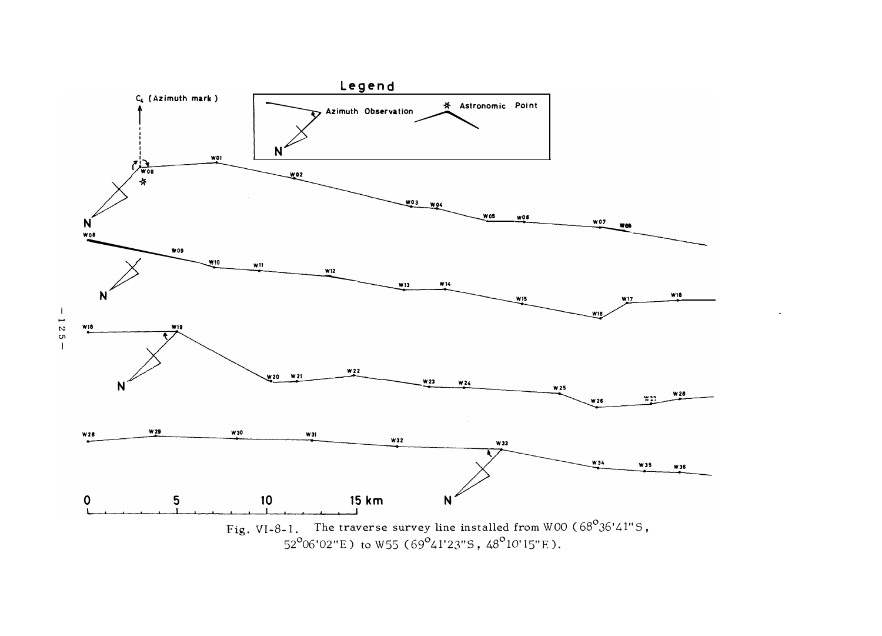Fig. VI-8-1. The traverse survey line installed from W00 (68°36'41"S, 52°06'02"E) to W55 (69°41'23"S, 48°10'15"E).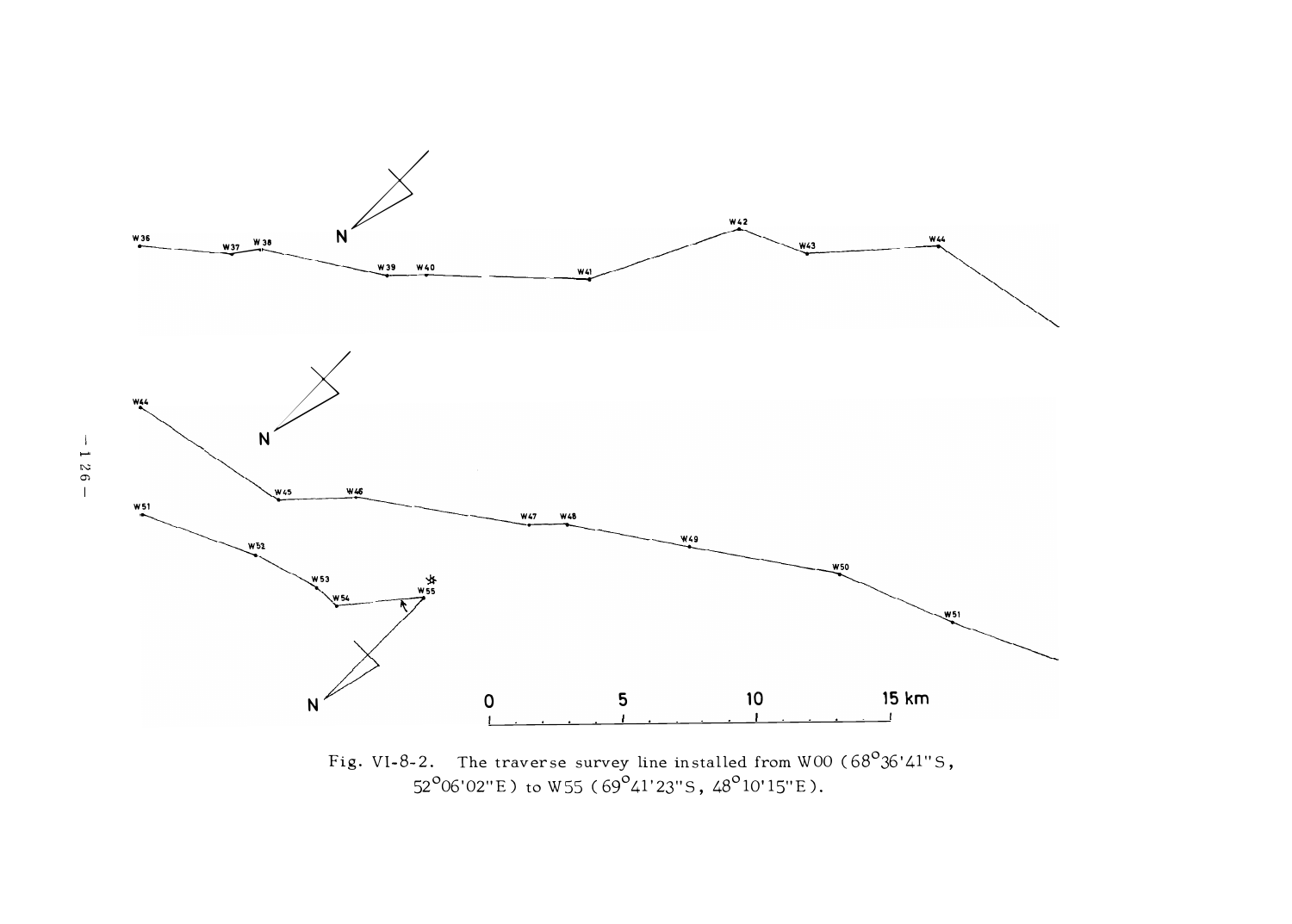Fig. VI-8-2. The traverse survey line installed from W00 (68°36'41"S, 52°06'02"E) to W55 (69°41'23"S, 48°10'15"E).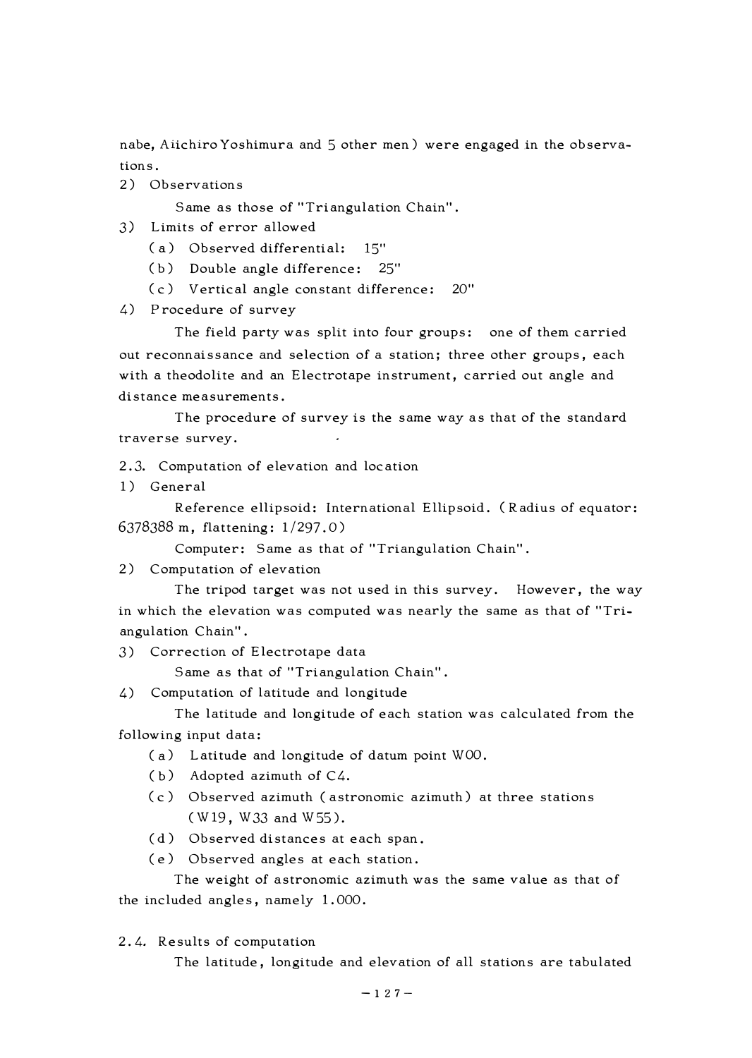nabe, Aiichiro Yoshimura and 5 other men) were engaged in the observations.

2) Observations

Same as those of "Triangulation Chain".

3) Limits of error allowed

(a) Observed differential: 15"

(b) Double angle difference: 25"

(c) Vertical angle constant difference: 20"

4) Procedure of survey

The field party was split into four groups: one of them carried out reconnaissance and selection of a station; three other groups, each with a theodolite and an Electrotape instrument, carried out angle and distance measurements.

The procedure of survey is the same way as that of the standard traverse survey.

2.3. Computation of elevation and location

1) General

Reference ellipsoid: International Ellipsoid. (Radius of equator: 6378388 m, flattening: 1/297.0)

Computer: Same as that of "Triangulation Chain".

2) Computation of elevation

The tripod target was not used in this survey. However, the way in which the elevation was computed was nearly the same as that of "Triangulation Chain".

3) Correction of Electrotape data

Same as that of "Triangulation Chain".

4) Computation of latitude and longitude

The latitude and longitude of each station was calculated from the following input data:

(a) Latitude and longitude of datum point W00.

(b) Adopted azimuth of C4.

(c) Observed azimuth (astronomic azimuth) at three stations (W19, W33 and W55).

(d) Observed distances at each span.

(e) Observed angles at each station.

The weight of astronomic azimuth was the same value as that of the included angles, namely 1.000.

2.4. Results of computation

The latitude, longitude and elevation of all stations are tabulated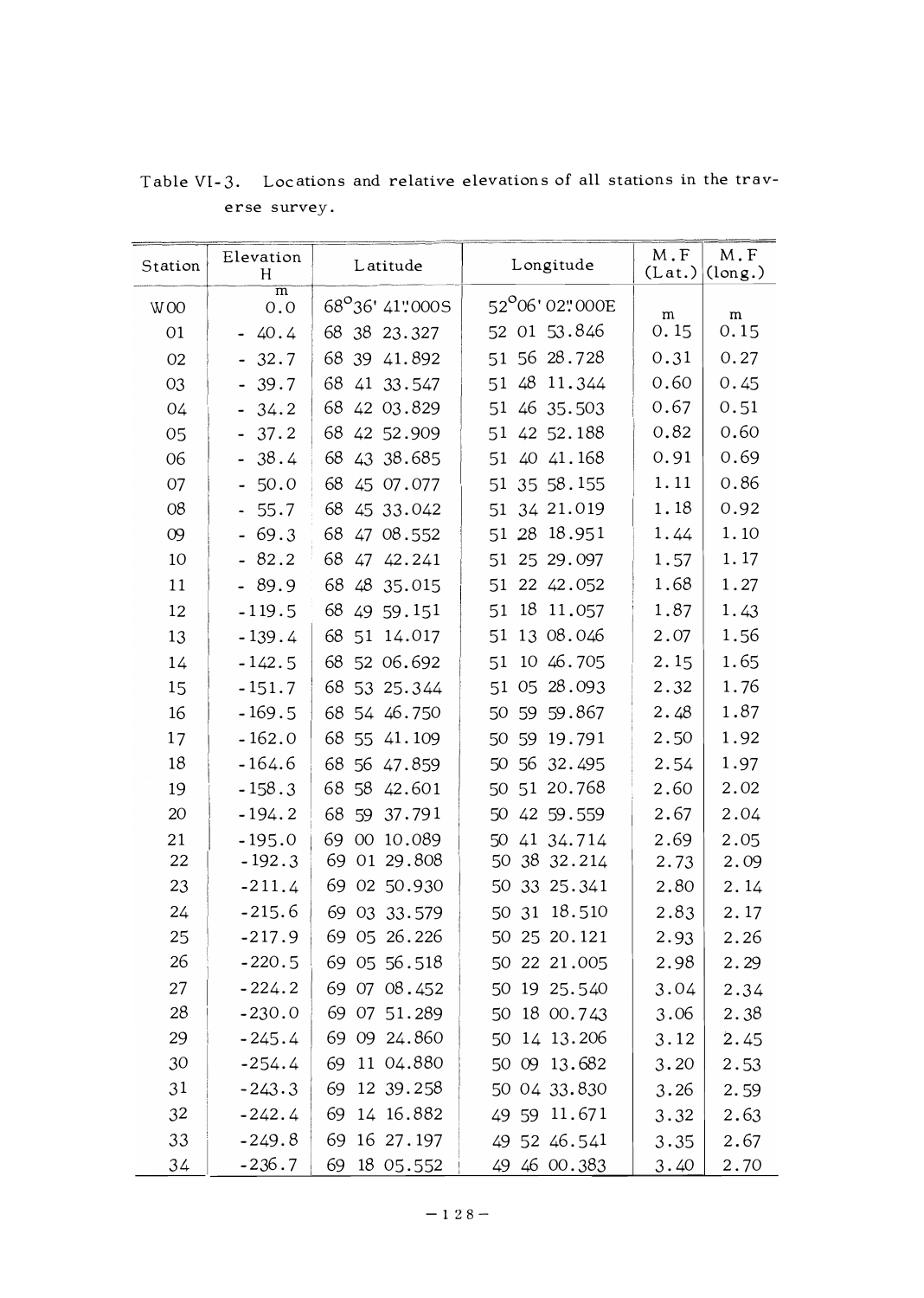Table VI-3. Locations and relative elevations of all stations in the traverse survey.

| Station | Elevation H | Latitude | Longitude | M.F (Lat.) | M.F (long.) |
|---|---|---|---|---|---|
| | m | | | m | m |
| W00 | 0.0 | 68°36' 41".000S | 52°06' 02".000E | | |
| 01 | - 40.4 | 68 38 23.327 | 52 01 53.846 | 0.15 | 0.15 |
| 02 | - 32.7 | 68 39 41.892 | 51 56 28.728 | 0.31 | 0.27 |
| 03 | - 39.7 | 68 41 33.547 | 51 48 11.344 | 0.60 | 0.45 |
| 04 | - 34.2 | 68 42 03.829 | 51 46 35.503 | 0.67 | 0.51 |
| 05 | - 37.2 | 68 42 52.909 | 51 42 52.188 | 0.82 | 0.60 |
| 06 | - 38.4 | 68 43 38.685 | 51 40 41.168 | 0.91 | 0.69 |
| 07 | - 50.0 | 68 45 07.077 | 51 35 58.155 | 1.11 | 0.86 |
| 08 | - 55.7 | 68 45 33.042 | 51 34 21.019 | 1.18 | 0.92 |
| 09 | - 69.3 | 68 47 08.552 | 51 28 18.951 | 1.44 | 1.10 |
| 10 | - 82.2 | 68 47 42.241 | 51 25 29.097 | 1.57 | 1.17 |
| 11 | - 89.9 | 68 48 35.015 | 51 22 42.052 | 1.68 | 1.27 |
| 12 | -119.5 | 68 49 59.151 | 51 18 11.057 | 1.87 | 1.43 |
| 13 | -139.4 | 68 51 14.017 | 51 13 08.046 | 2.07 | 1.56 |
| 14 | -142.5 | 68 52 06.692 | 51 10 46.705 | 2.15 | 1.65 |
| 15 | -151.7 | 68 53 25.344 | 51 05 28.093 | 2.32 | 1.76 |
| 16 | -169.5 | 68 54 46.750 | 50 59 59.867 | 2.48 | 1.87 |
| 17 | -162.0 | 68 55 41.109 | 50 59 19.791 | 2.50 | 1.92 |
| 18 | -164.6 | 68 56 47.859 | 50 56 32.495 | 2.54 | 1.97 |
| 19 | -158.3 | 68 58 42.601 | 50 51 20.768 | 2.60 | 2.02 |
| 20 | -194.2 | 68 59 37.791 | 50 42 59.559 | 2.67 | 2.04 |
| 21 | -195.0 | 69 00 10.089 | 50 41 34.714 | 2.69 | 2.05 |
| 22 | -192.3 | 69 01 29.808 | 50 38 32.214 | 2.73 | 2.09 |
| 23 | -211.4 | 69 02 50.930 | 50 33 25.341 | 2.80 | 2.14 |
| 24 | -215.6 | 69 03 33.579 | 50 31 18.510 | 2.83 | 2.17 |
| 25 | -217.9 | 69 05 26.226 | 50 25 20.121 | 2.93 | 2.26 |
| 26 | -220.5 | 69 05 56.518 | 50 22 21.005 | 2.98 | 2.29 |
| 27 | -224.2 | 69 07 08.452 | 50 19 25.540 | 3.04 | 2.34 |
| 28 | -230.0 | 69 07 51.289 | 50 18 00.743 | 3.06 | 2.38 |
| 29 | -245.4 | 69 09 24.860 | 50 14 13.206 | 3.12 | 2.45 |
| 30 | -254.4 | 69 11 04.880 | 50 09 13.682 | 3.20 | 2.53 |
| 31 | -243.3 | 69 12 39.258 | 50 04 33.830 | 3.26 | 2.59 |
| 32 | -242.4 | 69 14 16.882 | 49 59 11.671 | 3.32 | 2.63 |
| 33 | -249.8 | 69 16 27.197 | 49 52 46.541 | 3.35 | 2.67 |
| 34 | -236.7 | 69 18 05.552 | 49 46 00.383 | 3.40 | 2.70 |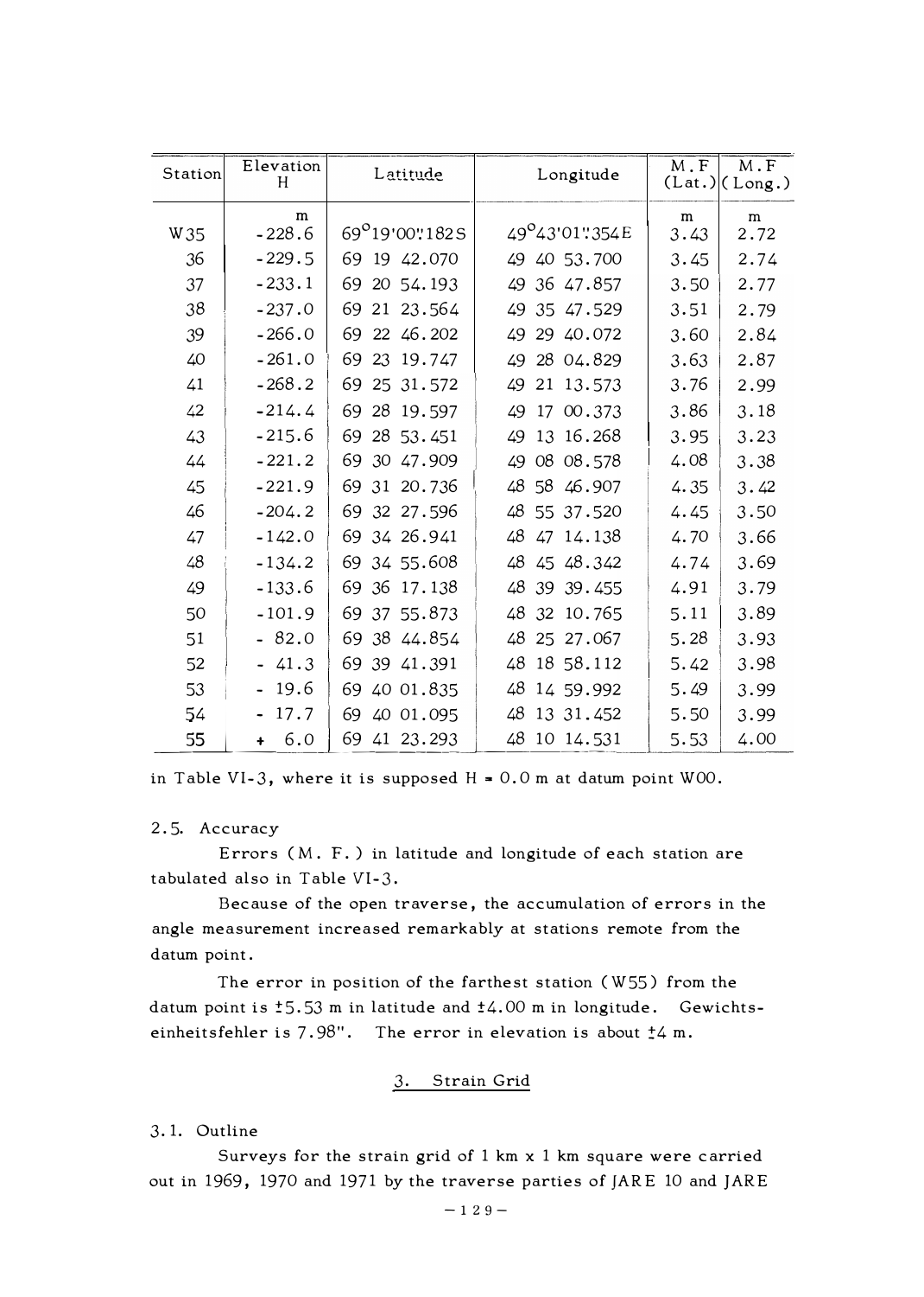| Station | Elevation H | Latitude | Longitude | M.F (Lat.) | M.F (Long.) |
|---|---|---|---|---|---|
| | m | | | m | m |
| W35 | -228.6 | 69°19'00".182S | 49°43'01".354E | 3.43 | 2.72 |
| 36 | -229.5 | 69 19 42.070 | 49 40 53.700 | 3.45 | 2.74 |
| 37 | -233.1 | 69 20 54.193 | 49 36 47.857 | 3.50 | 2.77 |
| 38 | -237.0 | 69 21 23.564 | 49 35 47.529 | 3.51 | 2.79 |
| 39 | -266.0 | 69 22 46.202 | 49 29 40.072 | 3.60 | 2.84 |
| 40 | -261.0 | 69 23 19.747 | 49 28 04.829 | 3.63 | 2.87 |
| 41 | -268.2 | 69 25 31.572 | 49 21 13.573 | 3.76 | 2.99 |
| 42 | -214.4 | 69 28 19.597 | 49 17 00.373 | 3.86 | 3.18 |
| 43 | -215.6 | 69 28 53.451 | 49 13 16.268 | 3.95 | 3.23 |
| 44 | -221.2 | 69 30 47.909 | 49 08 08.578 | 4.08 | 3.38 |
| 45 | -221.9 | 69 31 20.736 | 48 58 46.907 | 4.35 | 3.42 |
| 46 | -204.2 | 69 32 27.596 | 48 55 37.520 | 4.45 | 3.50 |
| 47 | -142.0 | 69 34 26.941 | 48 47 14.138 | 4.70 | 3.66 |
| 48 | -134.2 | 69 34 55.608 | 48 45 48.342 | 4.74 | 3.69 |
| 49 | -133.6 | 69 36 17.138 | 48 39 39.455 | 4.91 | 3.79 |
| 50 | -101.9 | 69 37 55.873 | 48 32 10.765 | 5.11 | 3.89 |
| 51 | - 82.0 | 69 38 44.854 | 48 25 27.067 | 5.28 | 3.93 |
| 52 | - 41.3 | 69 39 41.391 | 48 18 58.112 | 5.42 | 3.98 |
| 53 | - 19.6 | 69 40 01.835 | 48 14 59.992 | 5.49 | 3.99 |
| 54 | - 17.7 | 69 40 01.095 | 48 13 31.452 | 5.50 | 3.99 |
| 55 | + 6.0 | 69 41 23.293 | 48 10 14.531 | 5.53 | 4.00 |

in Table VI-3, where it is supposed H = 0.0 m at datum point W00.

### 2.5. Accuracy

Errors (M. F.) in latitude and longitude of each station are tabulated also in Table VI-3.

Because of the open traverse, the accumulation of errors in the angle measurement increased remarkably at stations remote from the datum point.

The error in position of the farthest station (W55) from the datum point is ±5.53 m in latitude and ±4.00 m in longitude. Gewichtseinheitsfehler is 7.98". The error in elevation is about ±4 m.

## 3. Strain Grid

### 3.1. Outline

Surveys for the strain grid of 1 km x 1 km square were carried out in 1969, 1970 and 1971 by the traverse parties of JARE 10 and JARE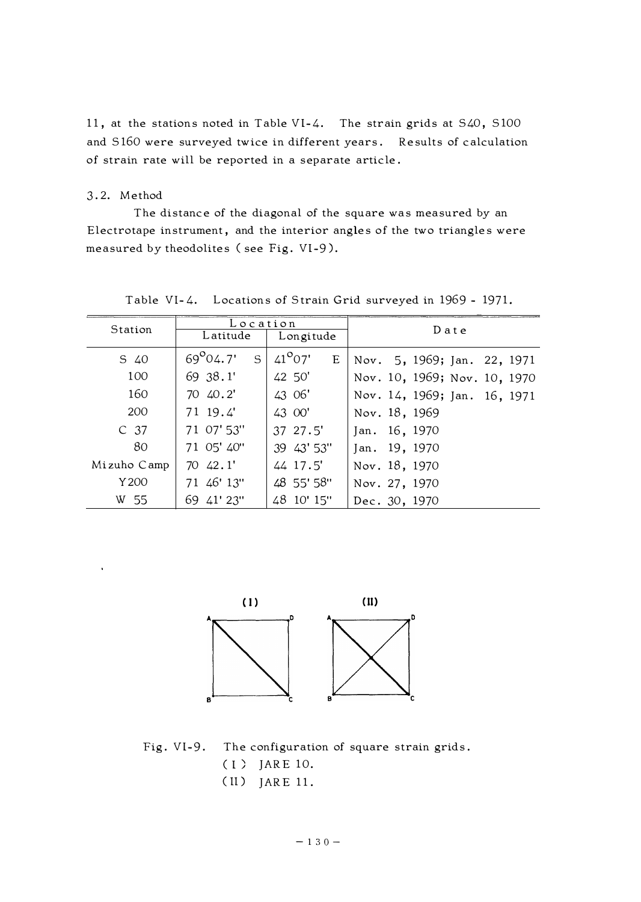11, at the stations noted in Table VI-4. The strain grids at S40, S100 and S160 were surveyed twice in different years. Results of calculation of strain rate will be reported in a separate article.

### 3.2. Method

The distance of the diagonal of the square was measured by an Electrotape instrument, and the interior angles of the two triangles were measured by theodolites (see Fig. VI-9).

Table VI-4. Locations of Strain Grid surveyed in 1969 - 1971.

| Station | Location | | Date |
|---|---|---|---|
| | Latitude | Longitude | |
| S 40 | 69°04.7' S | 41°07' E | Nov. 5, 1969; Jan. 22, 1971 |
| 100 | 69 38.1' | 42 50' | Nov. 10, 1969; Nov. 10, 1970 |
| 160 | 70 40.2' | 43 06' | Nov. 14, 1969; Jan. 16, 1971 |
| 200 | 71 19.4' | 43 00' | Nov. 18, 1969 |
| C 37 | 71 07' 53" | 37 27.5' | Jan. 16, 1970 |
| 80 | 71 05' 40" | 39 43' 53" | Jan. 19, 1970 |
| Mizuho Camp | 70 42.1' | 44 17.5' | Nov. 18, 1970 |
| Y200 | 71 46' 13" | 48 55' 58" | Nov. 27, 1970 |
| W 55 | 69 41' 23" | 48 10' 15" | Dec. 30, 1970 |

Fig. VI-9. The configuration of square strain grids.
(I) JARE 10.
(II) JARE 11.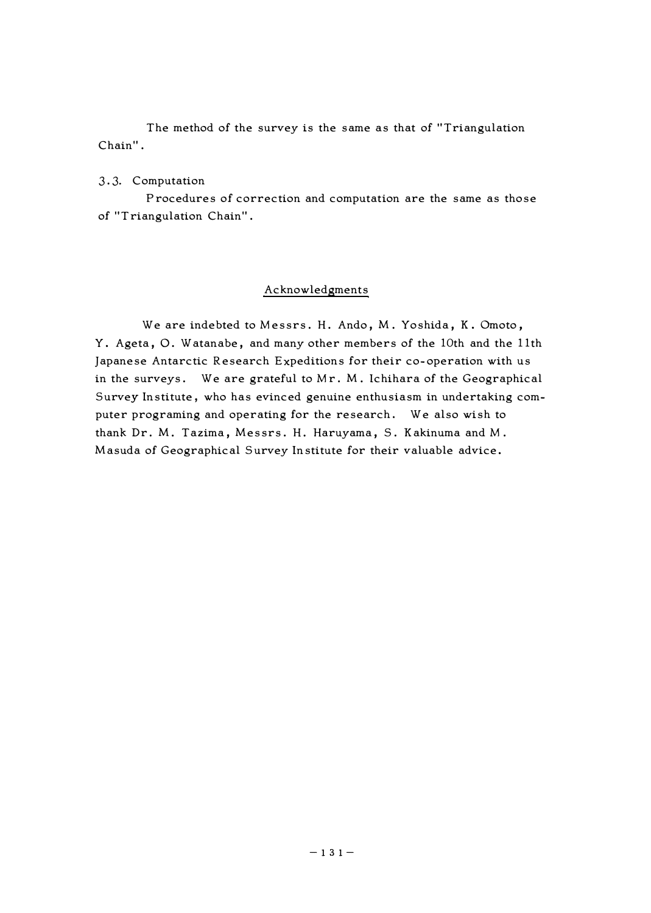The method of the survey is the same as that of "Triangulation Chain".

3.3. Computation

Procedures of correction and computation are the same as those of "Triangulation Chain".

## Acknowledgments

We are indebted to Messrs. H. Ando, M. Yoshida, K. Omoto, Y. Ageta, O. Watanabe, and many other members of the 10th and the 11th Japanese Antarctic Research Expeditions for their co-operation with us in the surveys. We are grateful to Mr. M. Ichihara of the Geographical Survey Institute, who has evinced genuine enthusiasm in undertaking computer programing and operating for the research. We also wish to thank Dr. M. Tazima, Messrs. H. Haruyama, S. Kakinuma and M. Masuda of Geographical Survey Institute for their valuable advice.